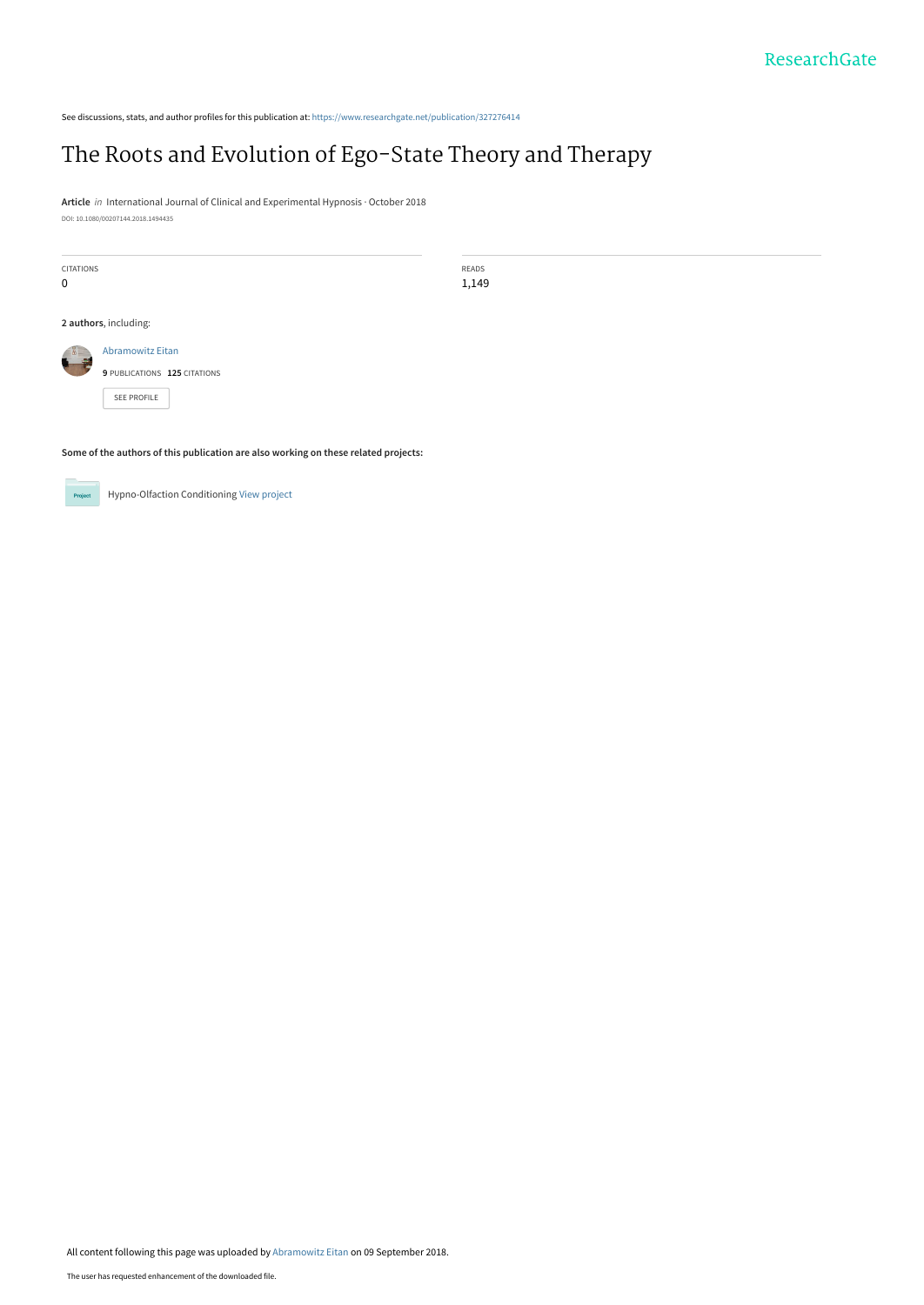ResearchGate

See discussions, stats, and author profiles for this publication at: https://www.researchgate.net/publication/327276414

# The Roots and Evolution of Ego-State Theory and Therapy

**Article** *in* International Journal of Clinical and Experimental Hypnosis · October 2018

DOI: 10.1080/00207144.2018.1494435

| CITATIONS | READS |
|---|---|
| 0 | 1,149 |

**2 authors**, including:

Abramowitz Eitan

**9** PUBLICATIONS **125** CITATIONS

SEE PROFILE

**Some of the authors of this publication are also working on these related projects:**

Hypno-Olfaction Conditioning View project

All content following this page was uploaded by Abramowitz Eitan on 09 September 2018.

The user has requested enhancement of the downloaded file.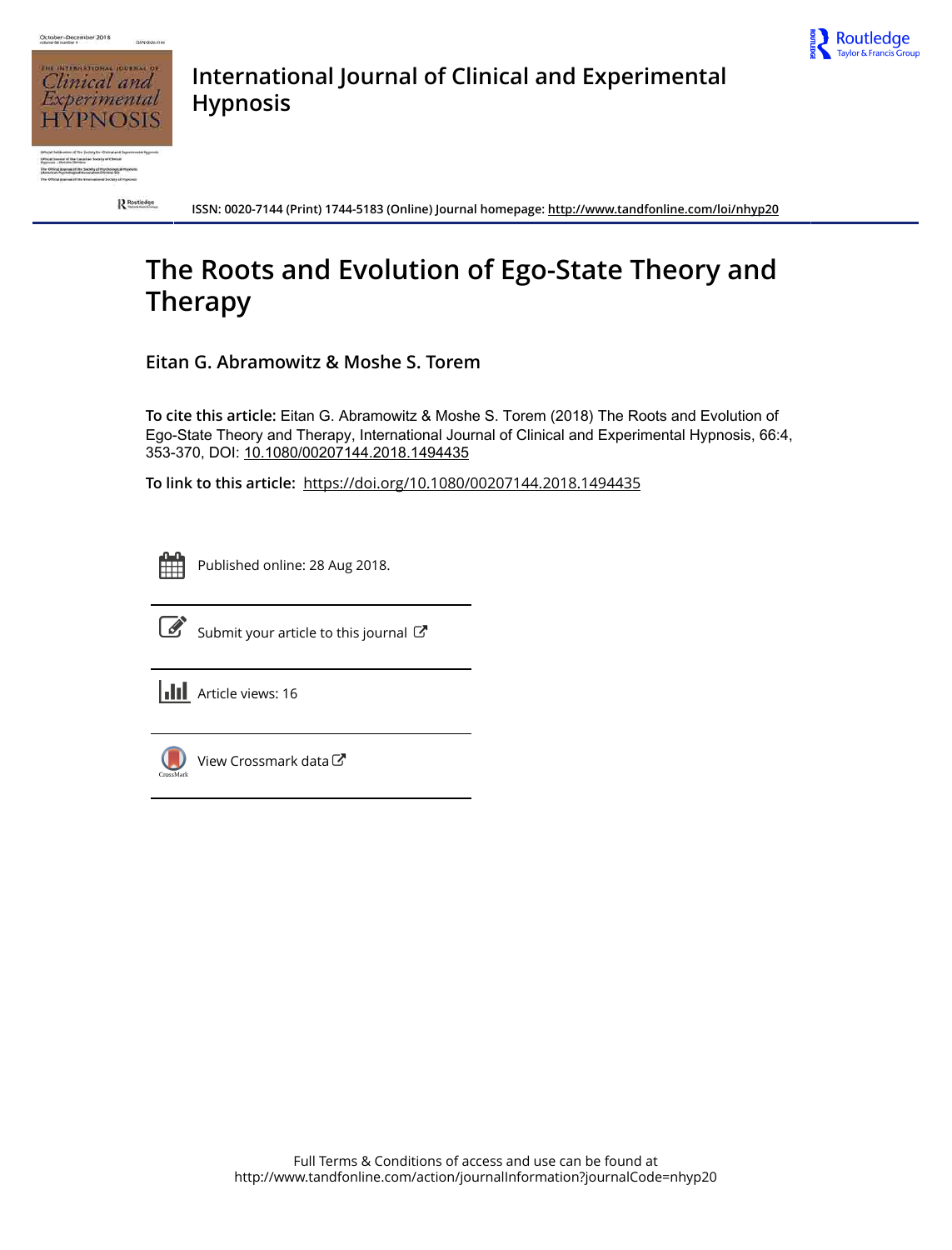# International Journal of Clinical and Experimental Hypnosis

ISSN: 0020-7144 (Print) 1744-5183 (Online) Journal homepage: http://www.tandfonline.com/loi/nhyp20

# The Roots and Evolution of Ego-State Theory and Therapy

## Eitan G. Abramowitz & Moshe S. Torem

**To cite this article:** Eitan G. Abramowitz & Moshe S. Torem (2018) The Roots and Evolution of Ego-State Theory and Therapy, International Journal of Clinical and Experimental Hypnosis, 66:4, 353-370, DOI: 10.1080/00207144.2018.1494435

**To link to this article:** https://doi.org/10.1080/00207144.2018.1494435

Published online: 28 Aug 2018.

Submit your article to this journal

Article views: 16

View Crossmark data

Full Terms & Conditions of access and use can be found at
http://www.tandfonline.com/action/journalInformation?journalCode=nhyp20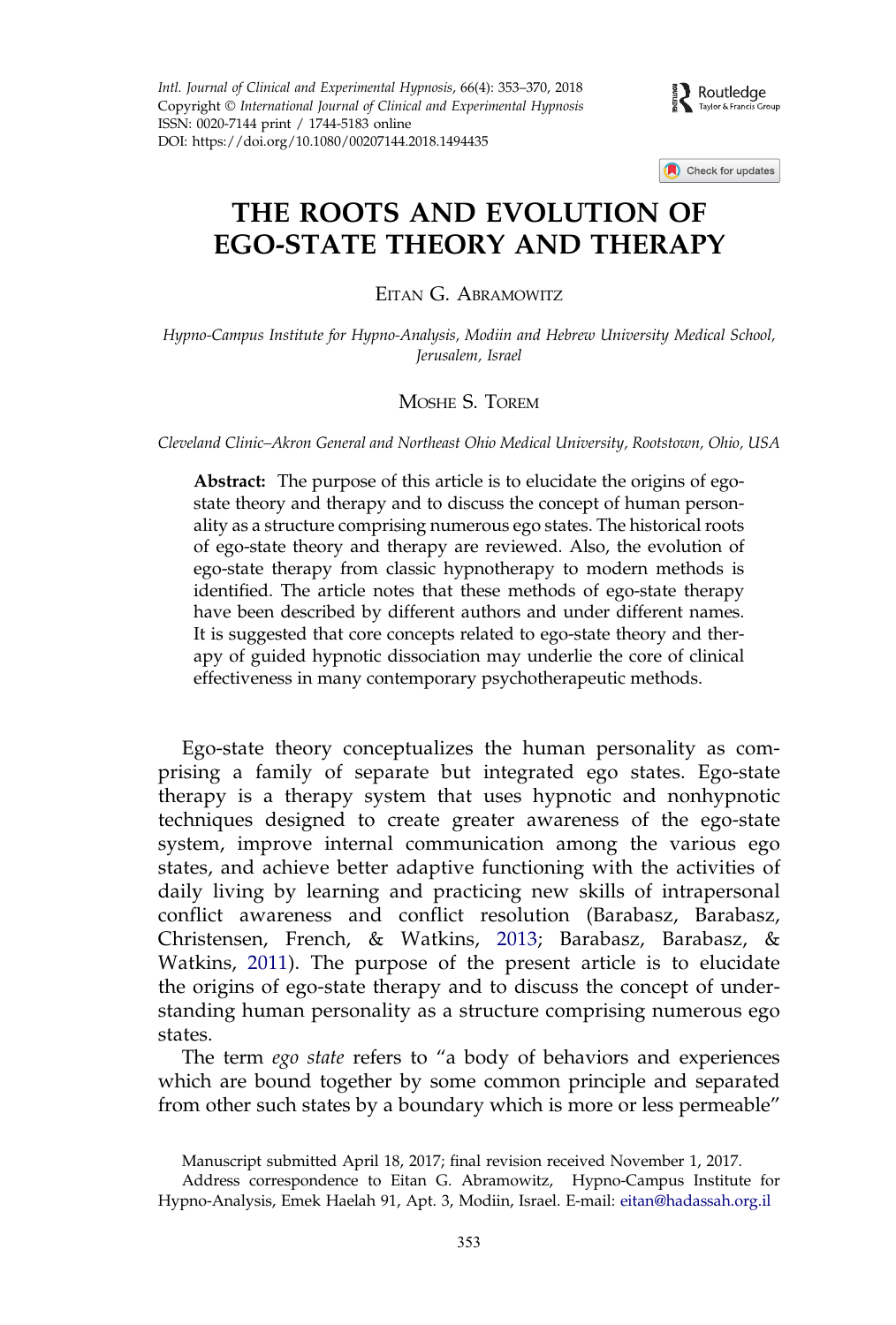# THE ROOTS AND EVOLUTION OF EGO-STATE THEORY AND THERAPY

EITAN G. ABRAMOWITZ

*Hypno-Campus Institute for Hypno-Analysis, Modiin and Hebrew University Medical School, Jerusalem, Israel*

MOSHE S. TOREM

*Cleveland Clinic–Akron General and Northeast Ohio Medical University, Rootstown, Ohio, USA*

**Abstract:** The purpose of this article is to elucidate the origins of ego-state theory and therapy and to discuss the concept of human personality as a structure comprising numerous ego states. The historical roots of ego-state theory and therapy are reviewed. Also, the evolution of ego-state therapy from classic hypnotherapy to modern methods is identified. The article notes that these methods of ego-state therapy have been described by different authors and under different names. It is suggested that core concepts related to ego-state theory and therapy of guided hypnotic dissociation may underlie the core of clinical effectiveness in many contemporary psychotherapeutic methods.

Ego-state theory conceptualizes the human personality as comprising a family of separate but integrated ego states. Ego-state therapy is a therapy system that uses hypnotic and nonhypnotic techniques designed to create greater awareness of the ego-state system, improve internal communication among the various ego states, and achieve better adaptive functioning with the activities of daily living by learning and practicing new skills of intrapersonal conflict awareness and conflict resolution (Barabasz, Barabasz, Christensen, French, & Watkins, 2013; Barabasz, Barabasz, & Watkins, 2011). The purpose of the present article is to elucidate the origins of ego-state therapy and to discuss the concept of understanding human personality as a structure comprising numerous ego states.

The term *ego state* refers to "a body of behaviors and experiences which are bound together by some common principle and separated from other such states by a boundary which is more or less permeable"

Manuscript submitted April 18, 2017; final revision received November 1, 2017.

Address correspondence to Eitan G. Abramowitz, Hypno-Campus Institute for Hypno-Analysis, Emek Haelah 91, Apt. 3, Modiin, Israel. E-mail: eitan@hadassah.org.il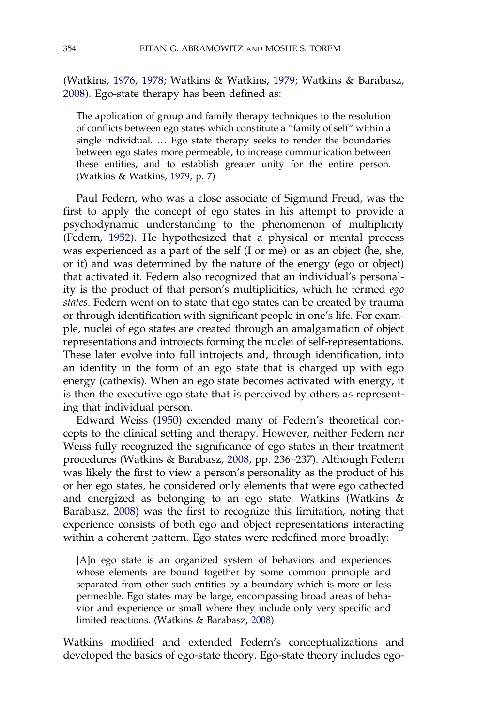(Watkins, 1976, 1978; Watkins & Watkins, 1979; Watkins & Barabasz, 2008). Ego-state therapy has been defined as:

> The application of group and family therapy techniques to the resolution of conflicts between ego states which constitute a "family of self" within a single individual. … Ego state therapy seeks to render the boundaries between ego states more permeable, to increase communication between these entities, and to establish greater unity for the entire person. (Watkins & Watkins, 1979, p. 7)

Paul Federn, who was a close associate of Sigmund Freud, was the first to apply the concept of ego states in his attempt to provide a psychodynamic understanding to the phenomenon of multiplicity (Federn, 1952). He hypothesized that a physical or mental process was experienced as a part of the self (I or me) or as an object (he, she, or it) and was determined by the nature of the energy (ego or object) that activated it. Federn also recognized that an individual's personality is the product of that person's multiplicities, which he termed *ego states*. Federn went on to state that ego states can be created by trauma or through identification with significant people in one's life. For example, nuclei of ego states are created through an amalgamation of object representations and introjects forming the nuclei of self-representations. These later evolve into full introjects and, through identification, into an identity in the form of an ego state that is charged up with ego energy (cathexis). When an ego state becomes activated with energy, it is then the executive ego state that is perceived by others as representing that individual person.

Edward Weiss (1950) extended many of Federn's theoretical concepts to the clinical setting and therapy. However, neither Federn nor Weiss fully recognized the significance of ego states in their treatment procedures (Watkins & Barabasz, 2008, pp. 236–237). Although Federn was likely the first to view a person's personality as the product of his or her ego states, he considered only elements that were ego cathected and energized as belonging to an ego state. Watkins (Watkins & Barabasz, 2008) was the first to recognize this limitation, noting that experience consists of both ego and object representations interacting within a coherent pattern. Ego states were redefined more broadly:

> [A]n ego state is an organized system of behaviors and experiences whose elements are bound together by some common principle and separated from other such entities by a boundary which is more or less permeable. Ego states may be large, encompassing broad areas of behavior and experience or small where they include only very specific and limited reactions. (Watkins & Barabasz, 2008)

Watkins modified and extended Federn's conceptualizations and developed the basics of ego-state theory. Ego-state theory includes ego-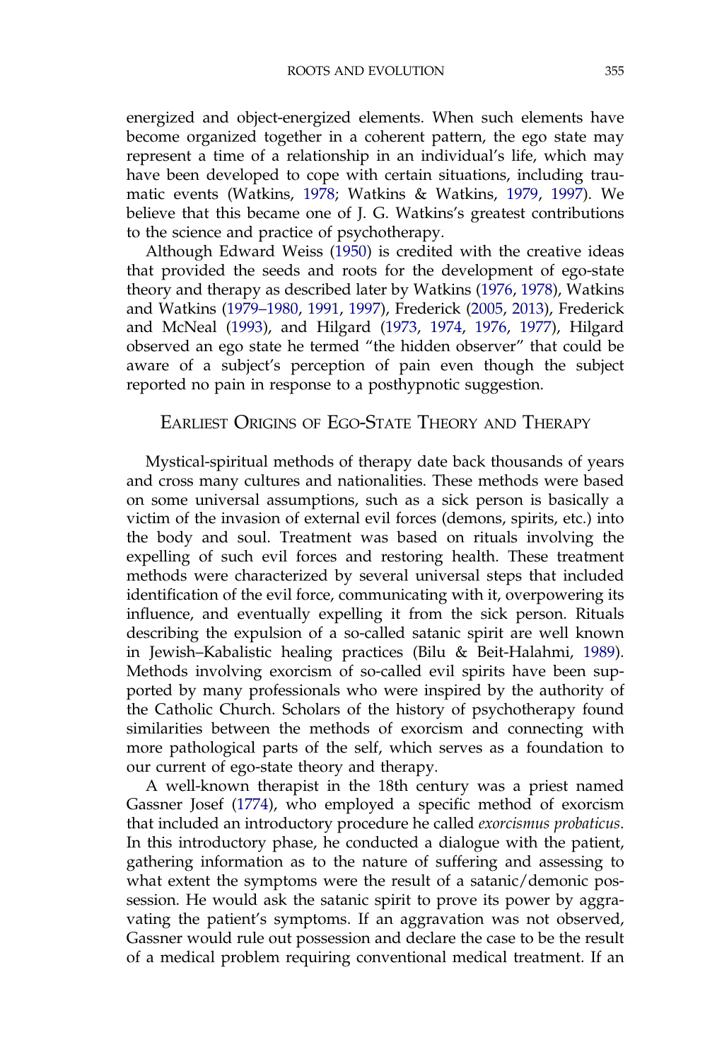energized and object-energized elements. When such elements have become organized together in a coherent pattern, the ego state may represent a time of a relationship in an individual's life, which may have been developed to cope with certain situations, including traumatic events (Watkins, 1978; Watkins & Watkins, 1979, 1997). We believe that this became one of J. G. Watkins's greatest contributions to the science and practice of psychotherapy.

Although Edward Weiss (1950) is credited with the creative ideas that provided the seeds and roots for the development of ego-state theory and therapy as described later by Watkins (1976, 1978), Watkins and Watkins (1979–1980, 1991, 1997), Frederick (2005, 2013), Frederick and McNeal (1993), and Hilgard (1973, 1974, 1976, 1977), Hilgard observed an ego state he termed "the hidden observer" that could be aware of a subject's perception of pain even though the subject reported no pain in response to a posthypnotic suggestion.

## Earliest Origins of Ego-State Theory and Therapy

Mystical-spiritual methods of therapy date back thousands of years and cross many cultures and nationalities. These methods were based on some universal assumptions, such as a sick person is basically a victim of the invasion of external evil forces (demons, spirits, etc.) into the body and soul. Treatment was based on rituals involving the expelling of such evil forces and restoring health. These treatment methods were characterized by several universal steps that included identification of the evil force, communicating with it, overpowering its influence, and eventually expelling it from the sick person. Rituals describing the expulsion of a so-called satanic spirit are well known in Jewish–Kabalistic healing practices (Bilu & Beit-Halahmi, 1989). Methods involving exorcism of so-called evil spirits have been supported by many professionals who were inspired by the authority of the Catholic Church. Scholars of the history of psychotherapy found similarities between the methods of exorcism and connecting with more pathological parts of the self, which serves as a foundation to our current of ego-state theory and therapy.

A well-known therapist in the 18th century was a priest named Gassner Josef (1774), who employed a specific method of exorcism that included an introductory procedure he called *exorcismus probaticus*. In this introductory phase, he conducted a dialogue with the patient, gathering information as to the nature of suffering and assessing to what extent the symptoms were the result of a satanic/demonic possession. He would ask the satanic spirit to prove its power by aggravating the patient's symptoms. If an aggravation was not observed, Gassner would rule out possession and declare the case to be the result of a medical problem requiring conventional medical treatment. If an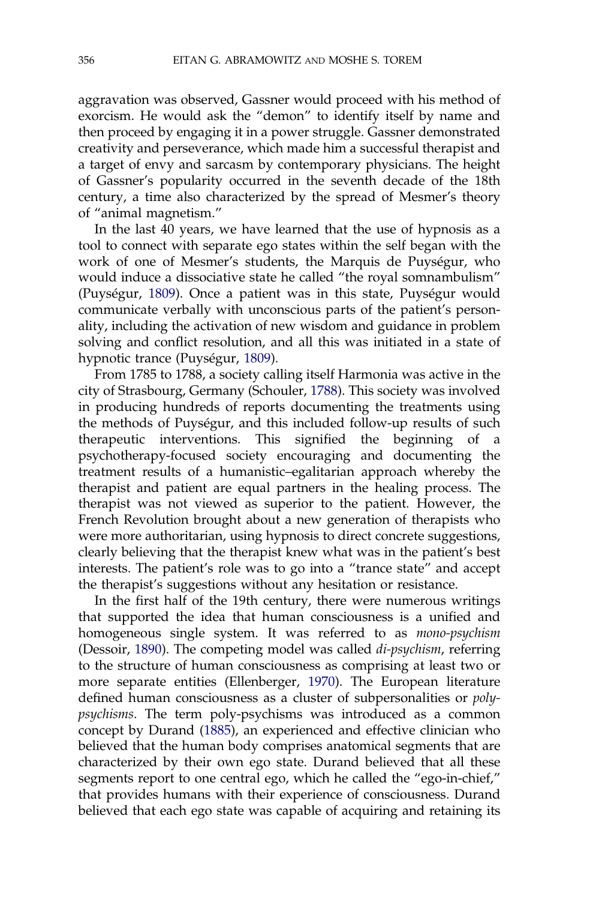aggravation was observed, Gassner would proceed with his method of exorcism. He would ask the "demon" to identify itself by name and then proceed by engaging it in a power struggle. Gassner demonstrated creativity and perseverance, which made him a successful therapist and a target of envy and sarcasm by contemporary physicians. The height of Gassner's popularity occurred in the seventh decade of the 18th century, a time also characterized by the spread of Mesmer's theory of "animal magnetism."

In the last 40 years, we have learned that the use of hypnosis as a tool to connect with separate ego states within the self began with the work of one of Mesmer's students, the Marquis de Puységur, who would induce a dissociative state he called "the royal somnambulism" (Puységur, 1809). Once a patient was in this state, Puységur would communicate verbally with unconscious parts of the patient's personality, including the activation of new wisdom and guidance in problem solving and conflict resolution, and all this was initiated in a state of hypnotic trance (Puységur, 1809).

From 1785 to 1788, a society calling itself Harmonia was active in the city of Strasbourg, Germany (Schouler, 1788). This society was involved in producing hundreds of reports documenting the treatments using the methods of Puységur, and this included follow-up results of such therapeutic interventions. This signified the beginning of a psychotherapy-focused society encouraging and documenting the treatment results of a humanistic–egalitarian approach whereby the therapist and patient are equal partners in the healing process. The therapist was not viewed as superior to the patient. However, the French Revolution brought about a new generation of therapists who were more authoritarian, using hypnosis to direct concrete suggestions, clearly believing that the therapist knew what was in the patient's best interests. The patient's role was to go into a "trance state" and accept the therapist's suggestions without any hesitation or resistance.

In the first half of the 19th century, there were numerous writings that supported the idea that human consciousness is a unified and homogeneous single system. It was referred to as *mono-psychism* (Dessoir, 1890). The competing model was called *di-psychism*, referring to the structure of human consciousness as comprising at least two or more separate entities (Ellenberger, 1970). The European literature defined human consciousness as a cluster of subpersonalities or *poly-psychisms*. The term poly-psychisms was introduced as a common concept by Durand (1885), an experienced and effective clinician who believed that the human body comprises anatomical segments that are characterized by their own ego state. Durand believed that all these segments report to one central ego, which he called the "ego-in-chief," that provides humans with their experience of consciousness. Durand believed that each ego state was capable of acquiring and retaining its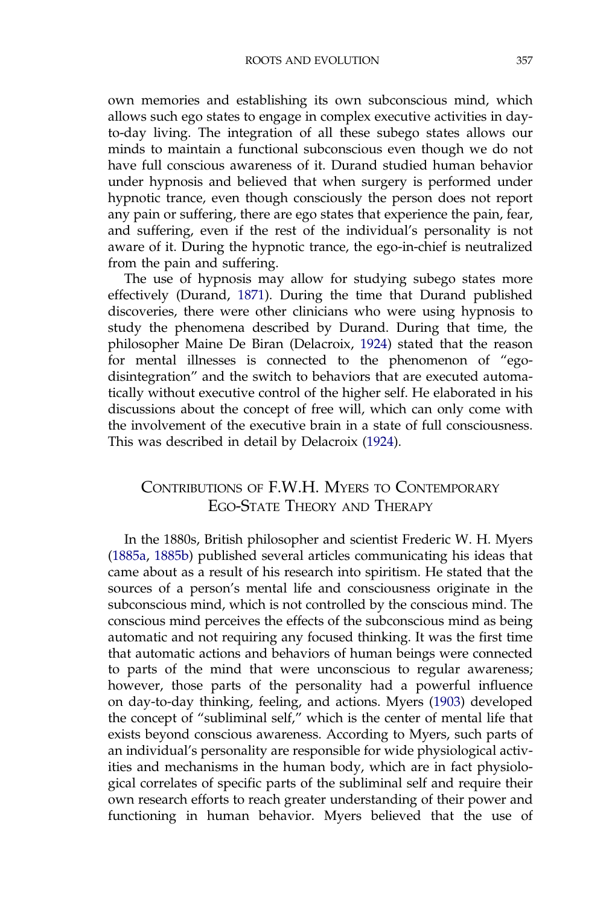own memories and establishing its own subconscious mind, which allows such ego states to engage in complex executive activities in day-to-day living. The integration of all these subego states allows our minds to maintain a functional subconscious even though we do not have full conscious awareness of it. Durand studied human behavior under hypnosis and believed that when surgery is performed under hypnotic trance, even though consciously the person does not report any pain or suffering, there are ego states that experience the pain, fear, and suffering, even if the rest of the individual's personality is not aware of it. During the hypnotic trance, the ego-in-chief is neutralized from the pain and suffering.

The use of hypnosis may allow for studying subego states more effectively (Durand, 1871). During the time that Durand published discoveries, there were other clinicians who were using hypnosis to study the phenomena described by Durand. During that time, the philosopher Maine De Biran (Delacroix, 1924) stated that the reason for mental illnesses is connected to the phenomenon of "ego-disintegration" and the switch to behaviors that are executed automatically without executive control of the higher self. He elaborated in his discussions about the concept of free will, which can only come with the involvement of the executive brain in a state of full consciousness. This was described in detail by Delacroix (1924).

## Contributions of F.W.H. Myers to Contemporary Ego-State Theory and Therapy

In the 1880s, British philosopher and scientist Frederic W. H. Myers (1885a, 1885b) published several articles communicating his ideas that came about as a result of his research into spiritism. He stated that the sources of a person's mental life and consciousness originate in the subconscious mind, which is not controlled by the conscious mind. The conscious mind perceives the effects of the subconscious mind as being automatic and not requiring any focused thinking. It was the first time that automatic actions and behaviors of human beings were connected to parts of the mind that were unconscious to regular awareness; however, those parts of the personality had a powerful influence on day-to-day thinking, feeling, and actions. Myers (1903) developed the concept of "subliminal self," which is the center of mental life that exists beyond conscious awareness. According to Myers, such parts of an individual's personality are responsible for wide physiological activities and mechanisms in the human body, which are in fact physiological correlates of specific parts of the subliminal self and require their own research efforts to reach greater understanding of their power and functioning in human behavior. Myers believed that the use of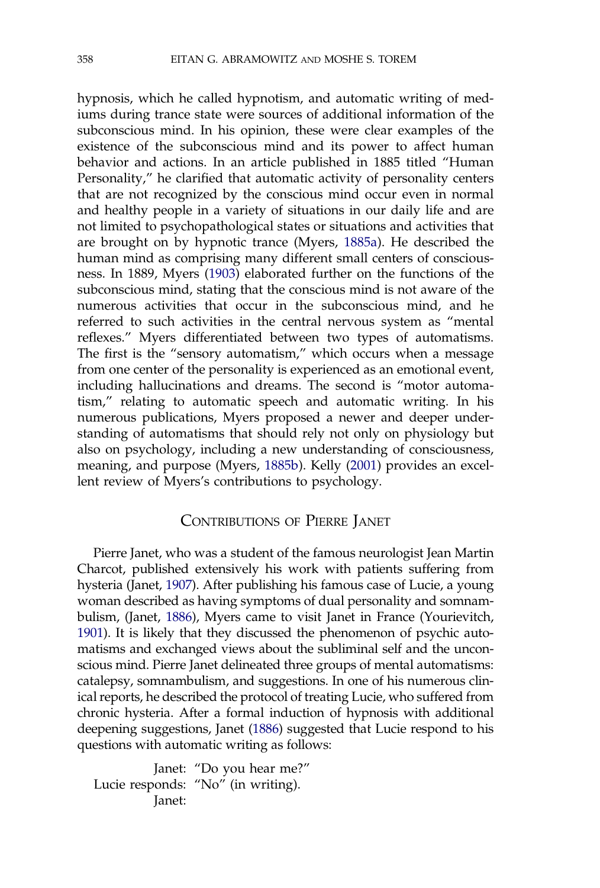hypnosis, which he called hypnotism, and automatic writing of mediums during trance state were sources of additional information of the subconscious mind. In his opinion, these were clear examples of the existence of the subconscious mind and its power to affect human behavior and actions. In an article published in 1885 titled "Human Personality," he clarified that automatic activity of personality centers that are not recognized by the conscious mind occur even in normal and healthy people in a variety of situations in our daily life and are not limited to psychopathological states or situations and activities that are brought on by hypnotic trance (Myers, 1885a). He described the human mind as comprising many different small centers of consciousness. In 1889, Myers (1903) elaborated further on the functions of the subconscious mind, stating that the conscious mind is not aware of the numerous activities that occur in the subconscious mind, and he referred to such activities in the central nervous system as "mental reflexes." Myers differentiated between two types of automatisms. The first is the "sensory automatism," which occurs when a message from one center of the personality is experienced as an emotional event, including hallucinations and dreams. The second is "motor automatism," relating to automatic speech and automatic writing. In his numerous publications, Myers proposed a newer and deeper understanding of automatisms that should rely not only on physiology but also on psychology, including a new understanding of consciousness, meaning, and purpose (Myers, 1885b). Kelly (2001) provides an excellent review of Myers's contributions to psychology.

## Contributions of Pierre Janet

Pierre Janet, who was a student of the famous neurologist Jean Martin Charcot, published extensively his work with patients suffering from hysteria (Janet, 1907). After publishing his famous case of Lucie, a young woman described as having symptoms of dual personality and somnambulism, (Janet, 1886), Myers came to visit Janet in France (Yourievitch, 1901). It is likely that they discussed the phenomenon of psychic automatisms and exchanged views about the subliminal self and the unconscious mind. Pierre Janet delineated three groups of mental automatisms: catalepsy, somnambulism, and suggestions. In one of his numerous clinical reports, he described the protocol of treating Lucie, who suffered from chronic hysteria. After a formal induction of hypnosis with additional deepening suggestions, Janet (1886) suggested that Lucie respond to his questions with automatic writing as follows:

Janet: "Do you hear me?"
Lucie responds: "No" (in writing).
Janet: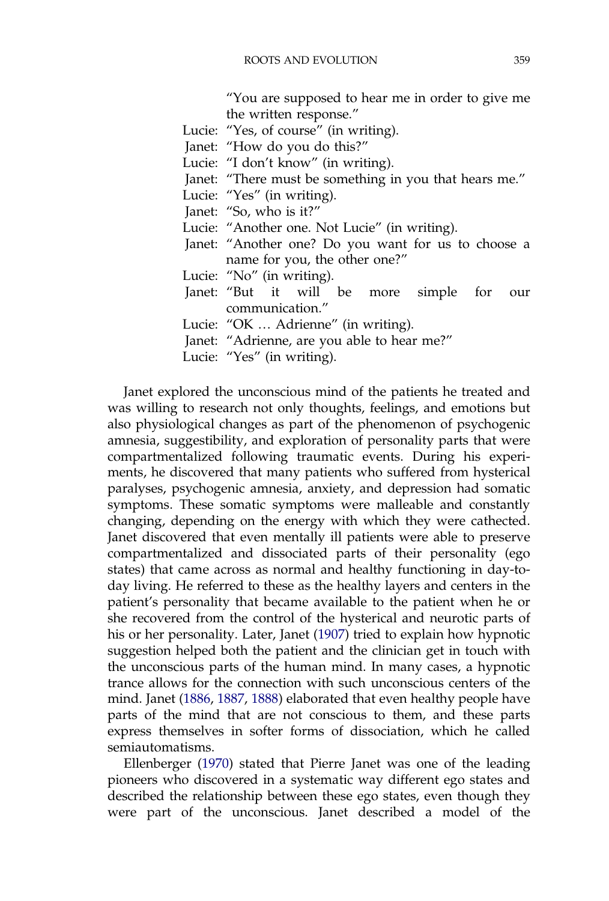"You are supposed to hear me in order to give me the written response."

Lucie: "Yes, of course" (in writing).
Janet: "How do you do this?"
Lucie: "I don't know" (in writing).
Janet: "There must be something in you that hears me."
Lucie: "Yes" (in writing).
Janet: "So, who is it?"
Lucie: "Another one. Not Lucie" (in writing).
Janet: "Another one? Do you want for us to choose a name for you, the other one?"
Lucie: "No" (in writing).
Janet: "But it will be more simple for our communication."
Lucie: "OK … Adrienne" (in writing).
Janet: "Adrienne, are you able to hear me?"
Lucie: "Yes" (in writing).

Janet explored the unconscious mind of the patients he treated and was willing to research not only thoughts, feelings, and emotions but also physiological changes as part of the phenomenon of psychogenic amnesia, suggestibility, and exploration of personality parts that were compartmentalized following traumatic events. During his experiments, he discovered that many patients who suffered from hysterical paralyses, psychogenic amnesia, anxiety, and depression had somatic symptoms. These somatic symptoms were malleable and constantly changing, depending on the energy with which they were cathected. Janet discovered that even mentally ill patients were able to preserve compartmentalized and dissociated parts of their personality (ego states) that came across as normal and healthy functioning in day-to-day living. He referred to these as the healthy layers and centers in the patient's personality that became available to the patient when he or she recovered from the control of the hysterical and neurotic parts of his or her personality. Later, Janet (1907) tried to explain how hypnotic suggestion helped both the patient and the clinician get in touch with the unconscious parts of the human mind. In many cases, a hypnotic trance allows for the connection with such unconscious centers of the mind. Janet (1886, 1887, 1888) elaborated that even healthy people have parts of the mind that are not conscious to them, and these parts express themselves in softer forms of dissociation, which he called semiautomatisms.

Ellenberger (1970) stated that Pierre Janet was one of the leading pioneers who discovered in a systematic way different ego states and described the relationship between these ego states, even though they were part of the unconscious. Janet described a model of the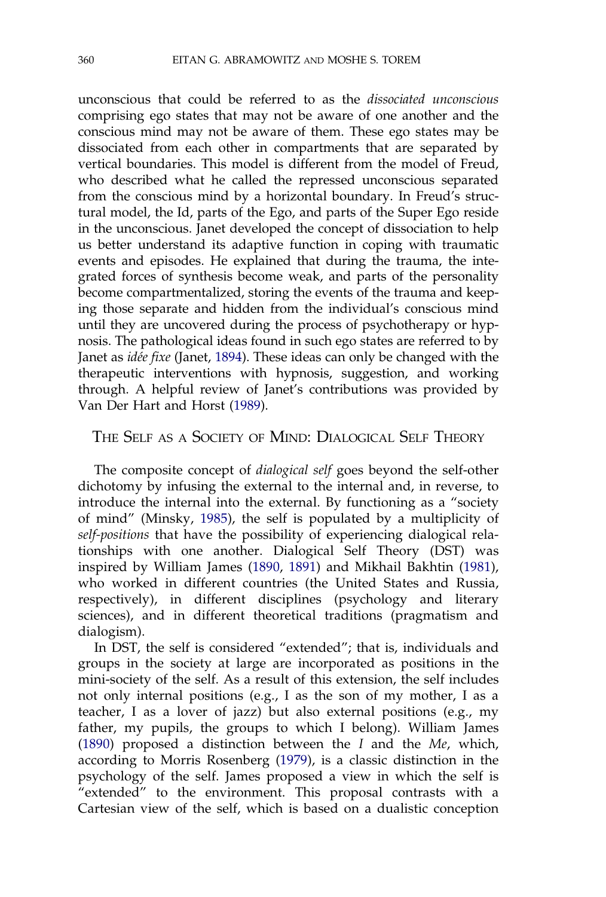unconscious that could be referred to as the *dissociated unconscious* comprising ego states that may not be aware of one another and the conscious mind may not be aware of them. These ego states may be dissociated from each other in compartments that are separated by vertical boundaries. This model is different from the model of Freud, who described what he called the repressed unconscious separated from the conscious mind by a horizontal boundary. In Freud's structural model, the Id, parts of the Ego, and parts of the Super Ego reside in the unconscious. Janet developed the concept of dissociation to help us better understand its adaptive function in coping with traumatic events and episodes. He explained that during the trauma, the integrated forces of synthesis become weak, and parts of the personality become compartmentalized, storing the events of the trauma and keeping those separate and hidden from the individual's conscious mind until they are uncovered during the process of psychotherapy or hypnosis. The pathological ideas found in such ego states are referred to by Janet as *idée fixe* (Janet, 1894). These ideas can only be changed with the therapeutic interventions with hypnosis, suggestion, and working through. A helpful review of Janet's contributions was provided by Van Der Hart and Horst (1989).

## The Self as a Society of Mind: Dialogical Self Theory

The composite concept of *dialogical self* goes beyond the self-other dichotomy by infusing the external to the internal and, in reverse, to introduce the internal into the external. By functioning as a "society of mind" (Minsky, 1985), the self is populated by a multiplicity of *self-positions* that have the possibility of experiencing dialogical relationships with one another. Dialogical Self Theory (DST) was inspired by William James (1890, 1891) and Mikhail Bakhtin (1981), who worked in different countries (the United States and Russia, respectively), in different disciplines (psychology and literary sciences), and in different theoretical traditions (pragmatism and dialogism).

In DST, the self is considered "extended"; that is, individuals and groups in the society at large are incorporated as positions in the mini-society of the self. As a result of this extension, the self includes not only internal positions (e.g., I as the son of my mother, I as a teacher, I as a lover of jazz) but also external positions (e.g., my father, my pupils, the groups to which I belong). William James (1890) proposed a distinction between the *I* and the *Me*, which, according to Morris Rosenberg (1979), is a classic distinction in the psychology of the self. James proposed a view in which the self is "extended" to the environment. This proposal contrasts with a Cartesian view of the self, which is based on a dualistic conception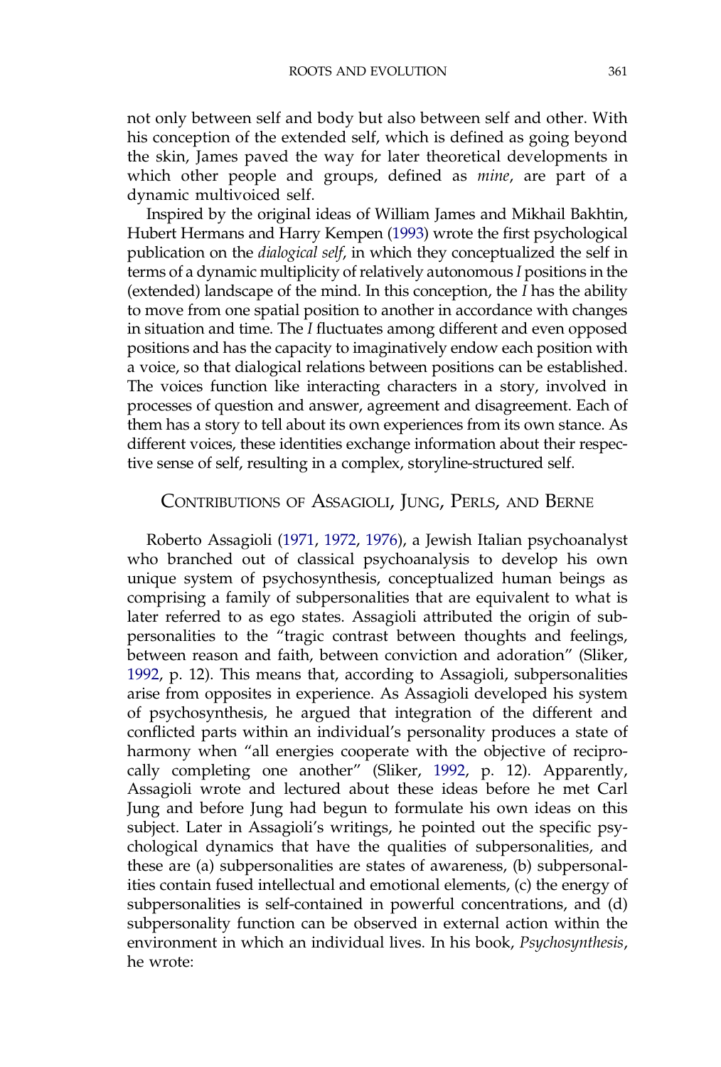not only between self and body but also between self and other. With his conception of the extended self, which is defined as going beyond the skin, James paved the way for later theoretical developments in which other people and groups, defined as *mine*, are part of a dynamic multivoiced self.

Inspired by the original ideas of William James and Mikhail Bakhtin, Hubert Hermans and Harry Kempen (1993) wrote the first psychological publication on the *dialogical self*, in which they conceptualized the self in terms of a dynamic multiplicity of relatively autonomous *I* positions in the (extended) landscape of the mind. In this conception, the *I* has the ability to move from one spatial position to another in accordance with changes in situation and time. The *I* fluctuates among different and even opposed positions and has the capacity to imaginatively endow each position with a voice, so that dialogical relations between positions can be established. The voices function like interacting characters in a story, involved in processes of question and answer, agreement and disagreement. Each of them has a story to tell about its own experiences from its own stance. As different voices, these identities exchange information about their respective sense of self, resulting in a complex, storyline-structured self.

## Contributions of Assagioli, Jung, Perls, and Berne

Roberto Assagioli (1971, 1972, 1976), a Jewish Italian psychoanalyst who branched out of classical psychoanalysis to develop his own unique system of psychosynthesis, conceptualized human beings as comprising a family of subpersonalities that are equivalent to what is later referred to as ego states. Assagioli attributed the origin of subpersonalities to the "tragic contrast between thoughts and feelings, between reason and faith, between conviction and adoration" (Sliker, 1992, p. 12). This means that, according to Assagioli, subpersonalities arise from opposites in experience. As Assagioli developed his system of psychosynthesis, he argued that integration of the different and conflicted parts within an individual's personality produces a state of harmony when "all energies cooperate with the objective of reciprocally completing one another" (Sliker, 1992, p. 12). Apparently, Assagioli wrote and lectured about these ideas before he met Carl Jung and before Jung had begun to formulate his own ideas on this subject. Later in Assagioli's writings, he pointed out the specific psychological dynamics that have the qualities of subpersonalities, and these are (a) subpersonalities are states of awareness, (b) subpersonalities contain fused intellectual and emotional elements, (c) the energy of subpersonalities is self-contained in powerful concentrations, and (d) subpersonality function can be observed in external action within the environment in which an individual lives. In his book, *Psychosynthesis*, he wrote: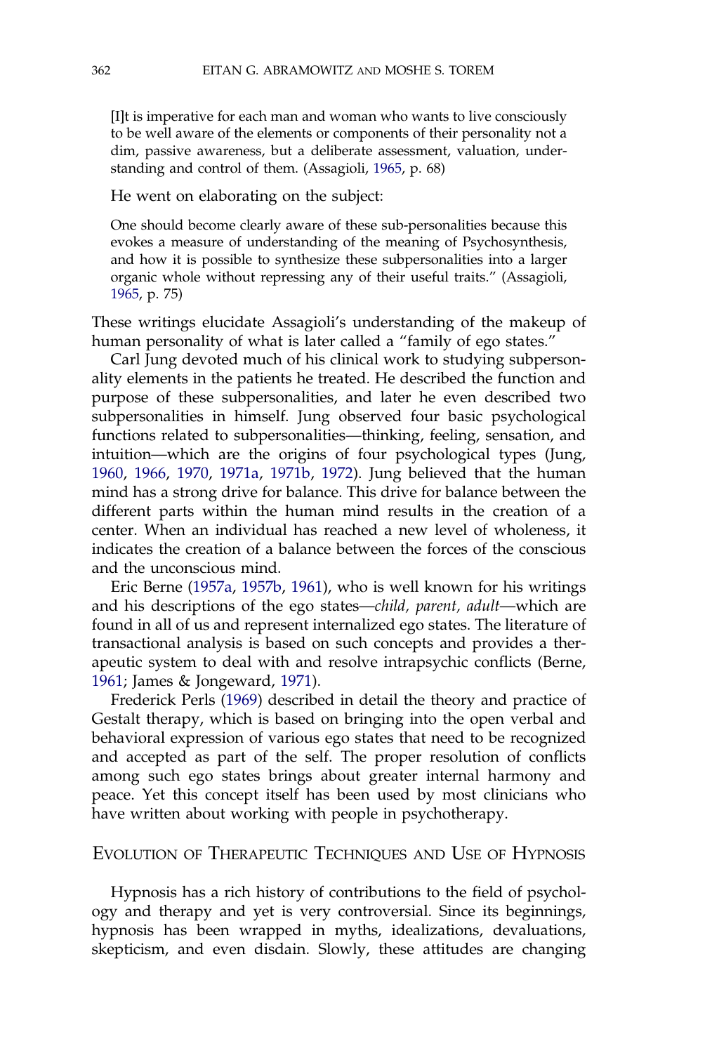> [I]t is imperative for each man and woman who wants to live consciously to be well aware of the elements or components of their personality not a dim, passive awareness, but a deliberate assessment, valuation, understanding and control of them. (Assagioli, 1965, p. 68)

He went on elaborating on the subject:

> One should become clearly aware of these sub-personalities because this evokes a measure of understanding of the meaning of Psychosynthesis, and how it is possible to synthesize these subpersonalities into a larger organic whole without repressing any of their useful traits." (Assagioli, 1965, p. 75)

These writings elucidate Assagioli's understanding of the makeup of human personality of what is later called a "family of ego states."

Carl Jung devoted much of his clinical work to studying subpersonality elements in the patients he treated. He described the function and purpose of these subpersonalities, and later he even described two subpersonalities in himself. Jung observed four basic psychological functions related to subpersonalities—thinking, feeling, sensation, and intuition—which are the origins of four psychological types (Jung, 1960, 1966, 1970, 1971a, 1971b, 1972). Jung believed that the human mind has a strong drive for balance. This drive for balance between the different parts within the human mind results in the creation of a center. When an individual has reached a new level of wholeness, it indicates the creation of a balance between the forces of the conscious and the unconscious mind.

Eric Berne (1957a, 1957b, 1961), who is well known for his writings and his descriptions of the ego states—*child, parent, adult*—which are found in all of us and represent internalized ego states. The literature of transactional analysis is based on such concepts and provides a therapeutic system to deal with and resolve intrapsychic conflicts (Berne, 1961; James & Jongeward, 1971).

Frederick Perls (1969) described in detail the theory and practice of Gestalt therapy, which is based on bringing into the open verbal and behavioral expression of various ego states that need to be recognized and accepted as part of the self. The proper resolution of conflicts among such ego states brings about greater internal harmony and peace. Yet this concept itself has been used by most clinicians who have written about working with people in psychotherapy.

## Evolution of Therapeutic Techniques and Use of Hypnosis

Hypnosis has a rich history of contributions to the field of psychology and therapy and yet is very controversial. Since its beginnings, hypnosis has been wrapped in myths, idealizations, devaluations, skepticism, and even disdain. Slowly, these attitudes are changing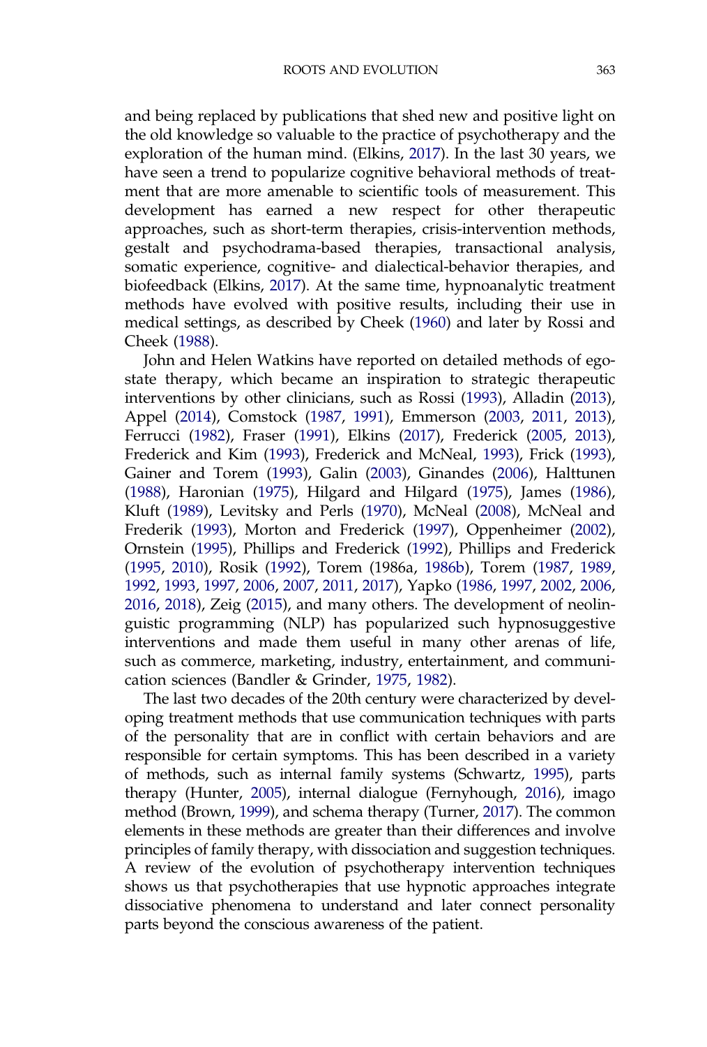and being replaced by publications that shed new and positive light on the old knowledge so valuable to the practice of psychotherapy and the exploration of the human mind. (Elkins, 2017). In the last 30 years, we have seen a trend to popularize cognitive behavioral methods of treatment that are more amenable to scientific tools of measurement. This development has earned a new respect for other therapeutic approaches, such as short-term therapies, crisis-intervention methods, gestalt and psychodrama-based therapies, transactional analysis, somatic experience, cognitive- and dialectical-behavior therapies, and biofeedback (Elkins, 2017). At the same time, hypnoanalytic treatment methods have evolved with positive results, including their use in medical settings, as described by Cheek (1960) and later by Rossi and Cheek (1988).

John and Helen Watkins have reported on detailed methods of ego-state therapy, which became an inspiration to strategic therapeutic interventions by other clinicians, such as Rossi (1993), Alladin (2013), Appel (2014), Comstock (1987, 1991), Emmerson (2003, 2011, 2013), Ferrucci (1982), Fraser (1991), Elkins (2017), Frederick (2005, 2013), Frederick and Kim (1993), Frederick and McNeal, 1993), Frick (1993), Gainer and Torem (1993), Galin (2003), Ginandes (2006), Halttunen (1988), Haronian (1975), Hilgard and Hilgard (1975), James (1986), Kluft (1989), Levitsky and Perls (1970), McNeal (2008), McNeal and Frederik (1993), Morton and Frederick (1997), Oppenheimer (2002), Ornstein (1995), Phillips and Frederick (1992), Phillips and Frederick (1995, 2010), Rosik (1992), Torem (1986a, 1986b), Torem (1987, 1989, 1992, 1993, 1997, 2006, 2007, 2011, 2017), Yapko (1986, 1997, 2002, 2006, 2016, 2018), Zeig (2015), and many others. The development of neolinguistic programming (NLP) has popularized such hypnosuggestive interventions and made them useful in many other arenas of life, such as commerce, marketing, industry, entertainment, and communication sciences (Bandler & Grinder, 1975, 1982).

The last two decades of the 20th century were characterized by developing treatment methods that use communication techniques with parts of the personality that are in conflict with certain behaviors and are responsible for certain symptoms. This has been described in a variety of methods, such as internal family systems (Schwartz, 1995), parts therapy (Hunter, 2005), internal dialogue (Fernyhough, 2016), imago method (Brown, 1999), and schema therapy (Turner, 2017). The common elements in these methods are greater than their differences and involve principles of family therapy, with dissociation and suggestion techniques. A review of the evolution of psychotherapy intervention techniques shows us that psychotherapies that use hypnotic approaches integrate dissociative phenomena to understand and later connect personality parts beyond the conscious awareness of the patient.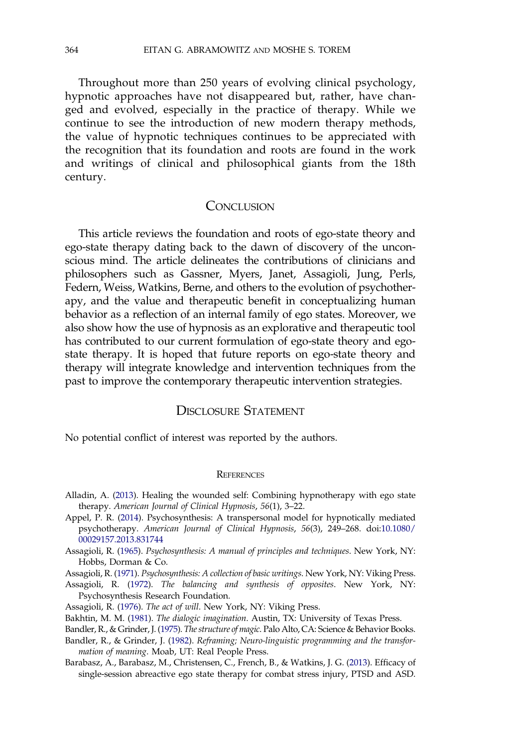Throughout more than 250 years of evolving clinical psychology, hypnotic approaches have not disappeared but, rather, have changed and evolved, especially in the practice of therapy. While we continue to see the introduction of new modern therapy methods, the value of hypnotic techniques continues to be appreciated with the recognition that its foundation and roots are found in the work and writings of clinical and philosophical giants from the 18th century.

## Conclusion

This article reviews the foundation and roots of ego-state theory and ego-state therapy dating back to the dawn of discovery of the unconscious mind. The article delineates the contributions of clinicians and philosophers such as Gassner, Myers, Janet, Assagioli, Jung, Perls, Federn, Weiss, Watkins, Berne, and others to the evolution of psychotherapy, and the value and therapeutic benefit in conceptualizing human behavior as a reflection of an internal family of ego states. Moreover, we also show how the use of hypnosis as an explorative and therapeutic tool has contributed to our current formulation of ego-state theory and ego-state therapy. It is hoped that future reports on ego-state theory and therapy will integrate knowledge and intervention techniques from the past to improve the contemporary therapeutic intervention strategies.

## Disclosure Statement

No potential conflict of interest was reported by the authors.

## References

Alladin, A. (2013). Healing the wounded self: Combining hypnotherapy with ego state therapy. *American Journal of Clinical Hypnosis*, *56*(1), 3–22.

Appel, P. R. (2014). Psychosynthesis: A transpersonal model for hypnotically mediated psychotherapy. *American Journal of Clinical Hypnosis*, *56*(3), 249–268. doi:10.1080/00029157.2013.831744

Assagioli, R. (1965). *Psychosynthesis: A manual of principles and techniques*. New York, NY: Hobbs, Dorman & Co.

Assagioli, R. (1971). *Psychosynthesis: A collection of basic writings*. New York, NY: Viking Press.

Assagioli, R. (1972). *The balancing and synthesis of opposites*. New York, NY: Psychosynthesis Research Foundation.

Assagioli, R. (1976). *The act of will*. New York, NY: Viking Press.

Bakhtin, M. M. (1981). *The dialogic imagination*. Austin, TX: University of Texas Press.

Bandler, R., & Grinder, J. (1975). *The structure of magic*. Palo Alto, CA: Science & Behavior Books.

Bandler, R., & Grinder, J. (1982). *Reframing; Neuro-linguistic programming and the transformation of meaning*. Moab, UT: Real People Press.

Barabasz, A., Barabasz, M., Christensen, C., French, B., & Watkins, J. G. (2013). Efficacy of single-session abreactive ego state therapy for combat stress injury, PTSD and ASD.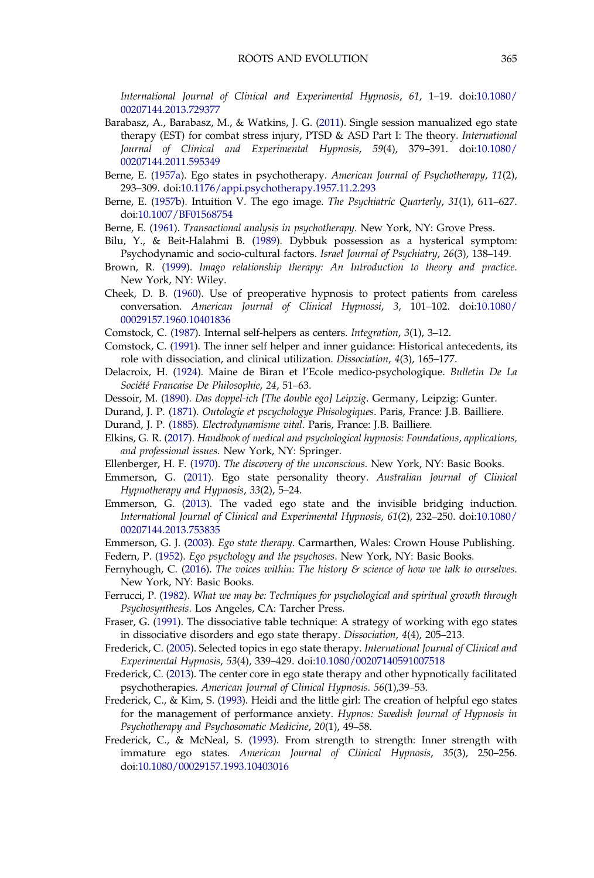*International Journal of Clinical and Experimental Hypnosis*, *61*, 1–19. doi:10.1080/00207144.2013.729377

Barabasz, A., Barabasz, M., & Watkins, J. G. (2011). Single session manualized ego state therapy (EST) for combat stress injury, PTSD & ASD Part I: The theory. *International Journal of Clinical and Experimental Hypnosis*, *59*(4), 379–391. doi:10.1080/00207144.2011.595349

Berne, E. (1957a). Ego states in psychotherapy. *American Journal of Psychotherapy*, *11*(2), 293–309. doi:10.1176/appi.psychotherapy.1957.11.2.293

Berne, E. (1957b). Intuition V. The ego image. *The Psychiatric Quarterly*, *31*(1), 611–627. doi:10.1007/BF01568754

Berne, E. (1961). *Transactional analysis in psychotherapy*. New York, NY: Grove Press.

Bilu, Y., & Beit-Halahmi B. (1989). Dybbuk possession as a hysterical symptom: Psychodynamic and socio-cultural factors. *Israel Journal of Psychiatry*, *26*(3), 138–149.

Brown, R. (1999). *Imago relationship therapy: An Introduction to theory and practice*. New York, NY: Wiley.

Cheek, D. B. (1960). Use of preoperative hypnosis to protect patients from careless conversation. *American Journal of Clinical Hypnossi*, *3*, 101–102. doi:10.1080/00029157.1960.10401836

Comstock, C. (1987). Internal self-helpers as centers. *Integration*, *3*(1), 3–12.

Comstock, C. (1991). The inner self helper and inner guidance: Historical antecedents, its role with dissociation, and clinical utilization. *Dissociation*, *4*(3), 165–177.

Delacroix, H. (1924). Maine de Biran et l'Ecole medico-psychologique. *Bulletin De La Société Francaise De Philosophie*, *24*, 51–63.

Dessoir, M. (1890). *Das doppel-ich [The double ego] Leipzig*. Germany, Leipzig: Gunter.

Durand, J. P. (1871). *Outologie et pscychologye Phisologiques*. Paris, France: J.B. Bailliere.

Durand, J. P. (1885). *Electrodynamisme vital*. Paris, France: J.B. Bailliere.

Elkins, G. R. (2017). *Handbook of medical and psychological hypnosis: Foundations, applications, and professional issues*. New York, NY: Springer.

Ellenberger, H. F. (1970). *The discovery of the unconscious*. New York, NY: Basic Books.

Emmerson, G. (2011). Ego state personality theory. *Australian Journal of Clinical Hypnotherapy and Hypnosis*, *33*(2), 5–24.

Emmerson, G. (2013). The vaded ego state and the invisible bridging induction. *International Journal of Clinical and Experimental Hypnosis*, *61*(2), 232–250. doi:10.1080/00207144.2013.753835

Emmerson, G. J. (2003). *Ego state therapy*. Carmarthen, Wales: Crown House Publishing.

Federn, P. (1952). *Ego psychology and the psychoses*. New York, NY: Basic Books.

Fernyhough, C. (2016). *The voices within: The history & science of how we talk to ourselves*. New York, NY: Basic Books.

Ferrucci, P. (1982). *What we may be: Techniques for psychological and spiritual growth through Psychosynthesis*. Los Angeles, CA: Tarcher Press.

Fraser, G. (1991). The dissociative table technique: A strategy of working with ego states in dissociative disorders and ego state therapy. *Dissociation*, *4*(4), 205–213.

Frederick, C. (2005). Selected topics in ego state therapy. *International Journal of Clinical and Experimental Hypnosis*, *53*(4), 339–429. doi:10.1080/00207140591007518

Frederick, C. (2013). The center core in ego state therapy and other hypnotically facilitated psychotherapies. *American Journal of Clinical Hypnosis*. *56*(1),39–53.

Frederick, C., & Kim, S. (1993). Heidi and the little girl: The creation of helpful ego states for the management of performance anxiety. *Hypnos: Swedish Journal of Hypnosis in Psychotherapy and Psychosomatic Medicine*, *20*(1), 49–58.

Frederick, C., & McNeal, S. (1993). From strength to strength: Inner strength with immature ego states. *American Journal of Clinical Hypnosis*, *35*(3), 250–256. doi:10.1080/00029157.1993.10403016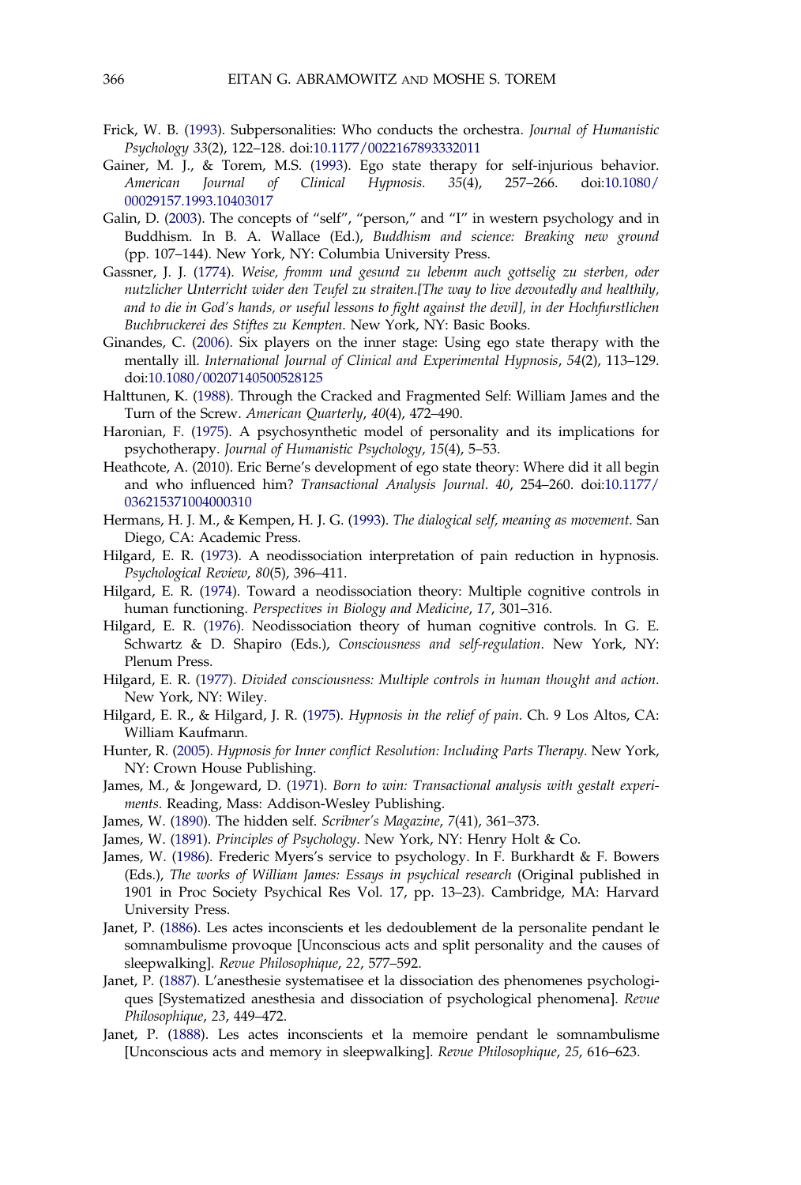Frick, W. B. (1993). Subpersonalities: Who conducts the orchestra. *Journal of Humanistic Psychology 33*(2), 122–128. doi:10.1177/0022167893332011

Gainer, M. J., & Torem, M.S. (1993). Ego state therapy for self-injurious behavior. *American Journal of Clinical Hypnosis*. *35*(4), 257–266. doi:10.1080/00029157.1993.10403017

Galin, D. (2003). The concepts of "self", "person," and "I" in western psychology and in Buddhism. In B. A. Wallace (Ed.), *Buddhism and science: Breaking new ground* (pp. 107–144). New York, NY: Columbia University Press.

Gassner, J. J. (1774). *Weise, fromm und gesund zu lebenm auch gottselig zu sterben, oder nutzlicher Unterricht wider den Teufel zu straiten.[The way to live devoutedly and healthily, and to die in God's hands, or useful lessons to fight against the devil], in der Hochfurstlichen Buchbruckerei des Stiftes zu Kempten*. New York, NY: Basic Books.

Ginandes, C. (2006). Six players on the inner stage: Using ego state therapy with the mentally ill. *International Journal of Clinical and Experimental Hypnosis*, *54*(2), 113–129. doi:10.1080/00207140500528125

Halttunen, K. (1988). Through the Cracked and Fragmented Self: William James and the Turn of the Screw. *American Quarterly*, *40*(4), 472–490.

Haronian, F. (1975). A psychosynthetic model of personality and its implications for psychotherapy. *Journal of Humanistic Psychology*, *15*(4), 5–53.

Heathcote, A. (2010). Eric Berne's development of ego state theory: Where did it all begin and who influenced him? *Transactional Analysis Journal*. *40*, 254–260. doi:10.1177/036215371004000310

Hermans, H. J. M., & Kempen, H. J. G. (1993). *The dialogical self, meaning as movement*. San Diego, CA: Academic Press.

Hilgard, E. R. (1973). A neodissociation interpretation of pain reduction in hypnosis. *Psychological Review*, *80*(5), 396–411.

Hilgard, E. R. (1974). Toward a neodissociation theory: Multiple cognitive controls in human functioning. *Perspectives in Biology and Medicine*, *17*, 301–316.

Hilgard, E. R. (1976). Neodissociation theory of human cognitive controls. In G. E. Schwartz & D. Shapiro (Eds.), *Consciousness and self-regulation*. New York, NY: Plenum Press.

Hilgard, E. R. (1977). *Divided consciousness: Multiple controls in human thought and action*. New York, NY: Wiley.

Hilgard, E. R., & Hilgard, J. R. (1975). *Hypnosis in the relief of pain*. Ch. 9 Los Altos, CA: William Kaufmann.

Hunter, R. (2005). *Hypnosis for Inner conflict Resolution: Including Parts Therapy*. New York, NY: Crown House Publishing.

James, M., & Jongeward, D. (1971). *Born to win: Transactional analysis with gestalt experiments*. Reading, Mass: Addison-Wesley Publishing.

James, W. (1890). The hidden self. *Scribner's Magazine*, *7*(41), 361–373.

James, W. (1891). *Principles of Psychology*. New York, NY: Henry Holt & Co.

James, W. (1986). Frederic Myers's service to psychology. In F. Burkhardt & F. Bowers (Eds.), *The works of William James: Essays in psychical research* (Original published in 1901 in Proc Society Psychical Res Vol. 17, pp. 13–23). Cambridge, MA: Harvard University Press.

Janet, P. (1886). Les actes inconscients et les dedoublement de la personalite pendant le somnambulisme provoque [Unconscious acts and split personality and the causes of sleepwalking]. *Revue Philosophique*, *22*, 577–592.

Janet, P. (1887). L'anesthesie systematisee et la dissociation des phenomenes psychologiques [Systematized anesthesia and dissociation of psychological phenomena]. *Revue Philosophique*, *23*, 449–472.

Janet, P. (1888). Les actes inconscients et la memoire pendant le somnambulisme [Unconscious acts and memory in sleepwalking]. *Revue Philosophique*, *25*, 616–623.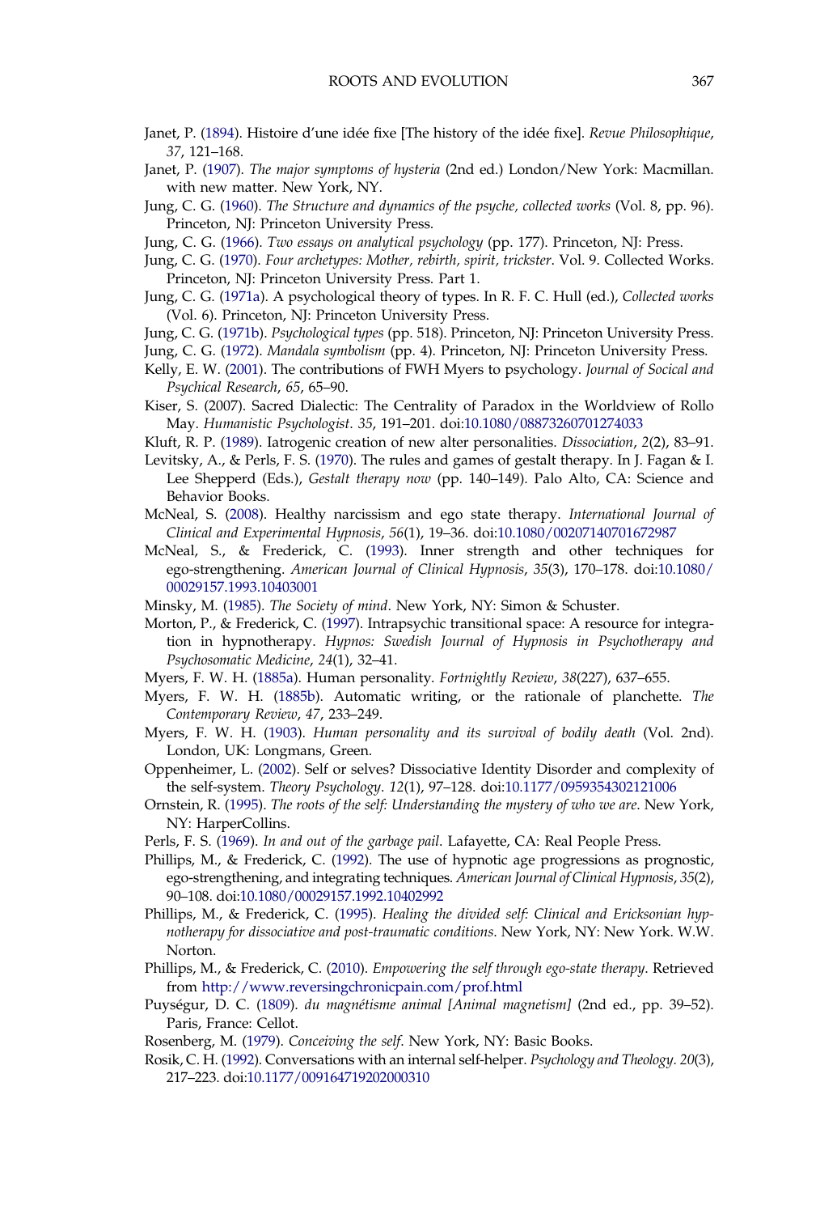Janet, P. (1894). Histoire d'une idée fixe [The history of the idée fixe]. *Revue Philosophique*, *37*, 121–168.

Janet, P. (1907). *The major symptoms of hysteria* (2nd ed.) London/New York: Macmillan. with new matter. New York, NY.

Jung, C. G. (1960). *The Structure and dynamics of the psyche, collected works* (Vol. 8, pp. 96). Princeton, NJ: Princeton University Press.

Jung, C. G. (1966). *Two essays on analytical psychology* (pp. 177). Princeton, NJ: Press.

Jung, C. G. (1970). *Four archetypes: Mother, rebirth, spirit, trickster*. Vol. 9. Collected Works. Princeton, NJ: Princeton University Press. Part 1.

Jung, C. G. (1971a). A psychological theory of types. In R. F. C. Hull (ed.), *Collected works* (Vol. 6). Princeton, NJ: Princeton University Press.

Jung, C. G. (1971b). *Psychological types* (pp. 518). Princeton, NJ: Princeton University Press.

Jung, C. G. (1972). *Mandala symbolism* (pp. 4). Princeton, NJ: Princeton University Press.

Kelly, E. W. (2001). The contributions of FWH Myers to psychology. *Journal of Socical and Psychical Research*, *65*, 65–90.

Kiser, S. (2007). Sacred Dialectic: The Centrality of Paradox in the Worldview of Rollo May. *Humanistic Psychologist*. *35*, 191–201. doi:10.1080/08873260701274033

Kluft, R. P. (1989). Iatrogenic creation of new alter personalities. *Dissociation*, *2*(2), 83–91.

Levitsky, A., & Perls, F. S. (1970). The rules and games of gestalt therapy. In J. Fagan & I. Lee Shepperd (Eds.), *Gestalt therapy now* (pp. 140–149). Palo Alto, CA: Science and Behavior Books.

McNeal, S. (2008). Healthy narcissism and ego state therapy. *International Journal of Clinical and Experimental Hypnosis*, *56*(1), 19–36. doi:10.1080/00207140701672987

McNeal, S., & Frederick, C. (1993). Inner strength and other techniques for ego-strengthening. *American Journal of Clinical Hypnosis*, *35*(3), 170–178. doi:10.1080/00029157.1993.10403001

Minsky, M. (1985). *The Society of mind*. New York, NY: Simon & Schuster.

Morton, P., & Frederick, C. (1997). Intrapsychic transitional space: A resource for integration in hypnotherapy. *Hypnos: Swedish Journal of Hypnosis in Psychotherapy and Psychosomatic Medicine*, *24*(1), 32–41.

Myers, F. W. H. (1885a). Human personality. *Fortnightly Review*, *38*(227), 637–655.

Myers, F. W. H. (1885b). Automatic writing, or the rationale of planchette. *The Contemporary Review*, *47*, 233–249.

Myers, F. W. H. (1903). *Human personality and its survival of bodily death* (Vol. 2nd). London, UK: Longmans, Green.

Oppenheimer, L. (2002). Self or selves? Dissociative Identity Disorder and complexity of the self-system. *Theory Psychology*. *12*(1), 97–128. doi:10.1177/0959354302121006

Ornstein, R. (1995). *The roots of the self: Understanding the mystery of who we are*. New York, NY: HarperCollins.

Perls, F. S. (1969). *In and out of the garbage pail*. Lafayette, CA: Real People Press.

Phillips, M., & Frederick, C. (1992). The use of hypnotic age progressions as prognostic, ego-strengthening, and integrating techniques. *American Journal of Clinical Hypnosis*, *35*(2), 90–108. doi:10.1080/00029157.1992.10402992

Phillips, M., & Frederick, C. (1995). *Healing the divided self: Clinical and Ericksonian hypnotherapy for dissociative and post-traumatic conditions*. New York, NY: New York. W.W. Norton.

Phillips, M., & Frederick, C. (2010). *Empowering the self through ego-state therapy*. Retrieved from http://www.reversingchronicpain.com/prof.html

Puységur, D. C. (1809). *du magnétisme animal [Animal magnetism]* (2nd ed., pp. 39–52). Paris, France: Cellot.

Rosenberg, M. (1979). *Conceiving the self*. New York, NY: Basic Books.

Rosik, C. H. (1992). Conversations with an internal self-helper. *Psychology and Theology*. *20*(3), 217–223. doi:10.1177/009164719202000310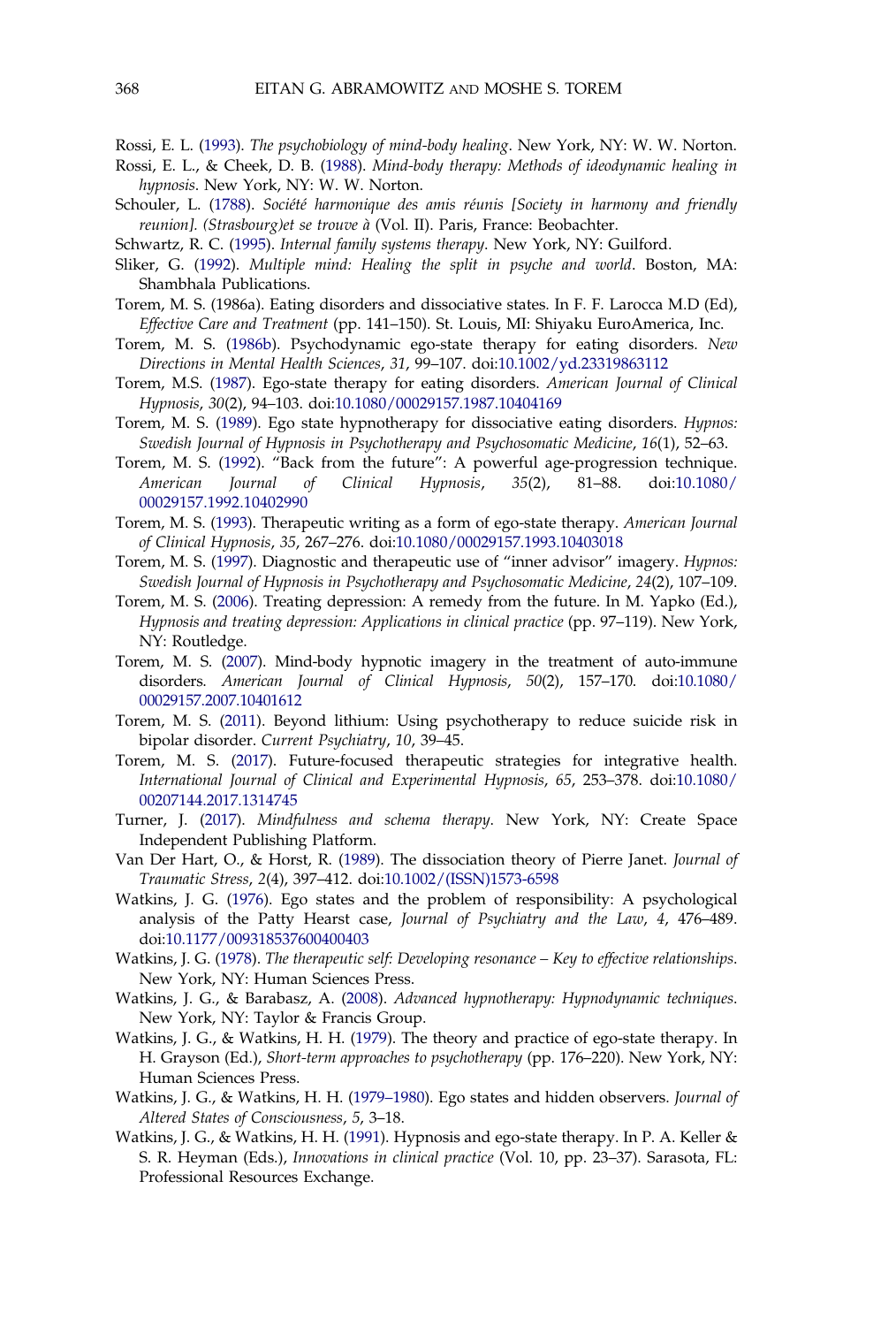Rossi, E. L. (1993). *The psychobiology of mind-body healing*. New York, NY: W. W. Norton.

Rossi, E. L., & Cheek, D. B. (1988). *Mind-body therapy: Methods of ideodynamic healing in hypnosis*. New York, NY: W. W. Norton.

Schouler, L. (1788). *Société harmonique des amis réunis [Society in harmony and friendly reunion]. (Strasbourg)et se trouve à* (Vol. II). Paris, France: Beobachter.

Schwartz, R. C. (1995). *Internal family systems therapy*. New York, NY: Guilford.

Sliker, G. (1992). *Multiple mind: Healing the split in psyche and world*. Boston, MA: Shambhala Publications.

Torem, M. S. (1986a). Eating disorders and dissociative states. In F. F. Larocca M.D (Ed), *Effective Care and Treatment* (pp. 141–150). St. Louis, MI: Shiyaku EuroAmerica, Inc.

Torem, M. S. (1986b). Psychodynamic ego-state therapy for eating disorders. *New Directions in Mental Health Sciences*, *31*, 99–107. doi:10.1002/yd.23319863112

Torem, M.S. (1987). Ego-state therapy for eating disorders. *American Journal of Clinical Hypnosis*, *30*(2), 94–103. doi:10.1080/00029157.1987.10404169

Torem, M. S. (1989). Ego state hypnotherapy for dissociative eating disorders. *Hypnos: Swedish Journal of Hypnosis in Psychotherapy and Psychosomatic Medicine*, *16*(1), 52–63.

Torem, M. S. (1992). "Back from the future": A powerful age-progression technique. *American Journal of Clinical Hypnosis*, *35*(2), 81–88. doi:10.1080/00029157.1992.10402990

Torem, M. S. (1993). Therapeutic writing as a form of ego-state therapy. *American Journal of Clinical Hypnosis*, *35*, 267–276. doi:10.1080/00029157.1993.10403018

Torem, M. S. (1997). Diagnostic and therapeutic use of "inner advisor" imagery. *Hypnos: Swedish Journal of Hypnosis in Psychotherapy and Psychosomatic Medicine*, *24*(2), 107–109.

Torem, M. S. (2006). Treating depression: A remedy from the future. In M. Yapko (Ed.), *Hypnosis and treating depression: Applications in clinical practice* (pp. 97–119). New York, NY: Routledge.

Torem, M. S. (2007). Mind-body hypnotic imagery in the treatment of auto-immune disorders. *American Journal of Clinical Hypnosis*, *50*(2), 157–170. doi:10.1080/00029157.2007.10401612

Torem, M. S. (2011). Beyond lithium: Using psychotherapy to reduce suicide risk in bipolar disorder. *Current Psychiatry*, *10*, 39–45.

Torem, M. S. (2017). Future-focused therapeutic strategies for integrative health. *International Journal of Clinical and Experimental Hypnosis*, *65*, 253–378. doi:10.1080/00207144.2017.1314745

Turner, J. (2017). *Mindfulness and schema therapy*. New York, NY: Create Space Independent Publishing Platform.

Van Der Hart, O., & Horst, R. (1989). The dissociation theory of Pierre Janet. *Journal of Traumatic Stress*, *2*(4), 397–412. doi:10.1002/(ISSN)1573-6598

Watkins, J. G. (1976). Ego states and the problem of responsibility: A psychological analysis of the Patty Hearst case, *Journal of Psychiatry and the Law*, *4*, 476–489. doi:10.1177/009318537600400403

Watkins, J. G. (1978). *The therapeutic self: Developing resonance – Key to effective relationships*. New York, NY: Human Sciences Press.

Watkins, J. G., & Barabasz, A. (2008). *Advanced hypnotherapy: Hypnodynamic techniques*. New York, NY: Taylor & Francis Group.

Watkins, J. G., & Watkins, H. H. (1979). The theory and practice of ego-state therapy. In H. Grayson (Ed.), *Short-term approaches to psychotherapy* (pp. 176–220). New York, NY: Human Sciences Press.

Watkins, J. G., & Watkins, H. H. (1979–1980). Ego states and hidden observers. *Journal of Altered States of Consciousness*, *5*, 3–18.

Watkins, J. G., & Watkins, H. H. (1991). Hypnosis and ego-state therapy. In P. A. Keller & S. R. Heyman (Eds.), *Innovations in clinical practice* (Vol. 10, pp. 23–37). Sarasota, FL: Professional Resources Exchange.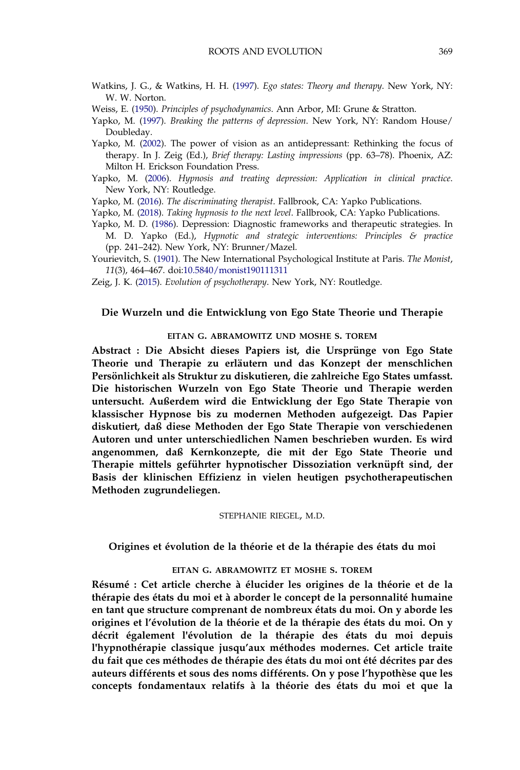Watkins, J. G., & Watkins, H. H. (1997). *Ego states: Theory and therapy*. New York, NY: W. W. Norton.

Weiss, E. (1950). *Principles of psychodynamics*. Ann Arbor, MI: Grune & Stratton.

Yapko, M. (1997). *Breaking the patterns of depression*. New York, NY: Random House/ Doubleday.

Yapko, M. (2002). The power of vision as an antidepressant: Rethinking the focus of therapy. In J. Zeig (Ed.), *Brief therapy: Lasting impressions* (pp. 63–78). Phoenix, AZ: Milton H. Erickson Foundation Press.

Yapko, M. (2006). *Hypnosis and treating depression: Application in clinical practice*. New York, NY: Routledge.

Yapko, M. (2016). *The discriminating therapist*. Fallbrook, CA: Yapko Publications.

Yapko, M. (2018). *Taking hypnosis to the next level*. Fallbrook, CA: Yapko Publications.

Yapko, M. D. (1986). Depression: Diagnostic frameworks and therapeutic strategies. In M. D. Yapko (Ed.), *Hypnotic and strategic interventions: Principles & practice* (pp. 241–242). New York, NY: Brunner/Mazel.

Yourievitch, S. (1901). The New International Psychological Institute at Paris. *The Monist*, *11*(3), 464–467. doi:10.5840/monist190111311

Zeig, J. K. (2015). *Evolution of psychotherapy*. New York, NY: Routledge.

## Die Wurzeln und die Entwicklung von Ego State Theorie und Therapie

EITAN G. ABRAMOWITZ UND MOSHE S. TOREM

**Abstract : Die Absicht dieses Papiers ist, die Ursprünge von Ego State Theorie und Therapie zu erläutern und das Konzept der menschlichen Persönlichkeit als Struktur zu diskutieren, die zahlreiche Ego States umfasst. Die historischen Wurzeln von Ego State Theorie und Therapie werden untersucht. Außerdem wird die Entwicklung der Ego State Therapie von klassischer Hypnose bis zu modernen Methoden aufgezeigt. Das Papier diskutiert, daß diese Methoden der Ego State Therapie von verschiedenen Autoren und unter unterschiedlichen Namen beschrieben wurden. Es wird angenommen, daß Kernkonzepte, die mit der Ego State Theorie und Therapie mittels geführter hypnotischer Dissoziation verknüpft sind, der Basis der klinischen Effizienz in vielen heutigen psychotherapeutischen Methoden zugrundeliegen.**

STEPHANIE RIEGEL, M.D.

## Origines et évolution de la théorie et de la thérapie des états du moi

EITAN G. ABRAMOWITZ ET MOSHE S. TOREM

**Résumé : Cet article cherche à élucider les origines de la théorie et de la thérapie des états du moi et à aborder le concept de la personnalité humaine en tant que structure comprenant de nombreux états du moi. On y aborde les origines et l'évolution de la théorie et de la thérapie des états du moi. On y décrit également l'évolution de la thérapie des états du moi depuis l'hypnothérapie classique jusqu'aux méthodes modernes. Cet article traite du fait que ces méthodes de thérapie des états du moi ont été décrites par des auteurs différents et sous des noms différents. On y pose l'hypothèse que les concepts fondamentaux relatifs à la théorie des états du moi et que la**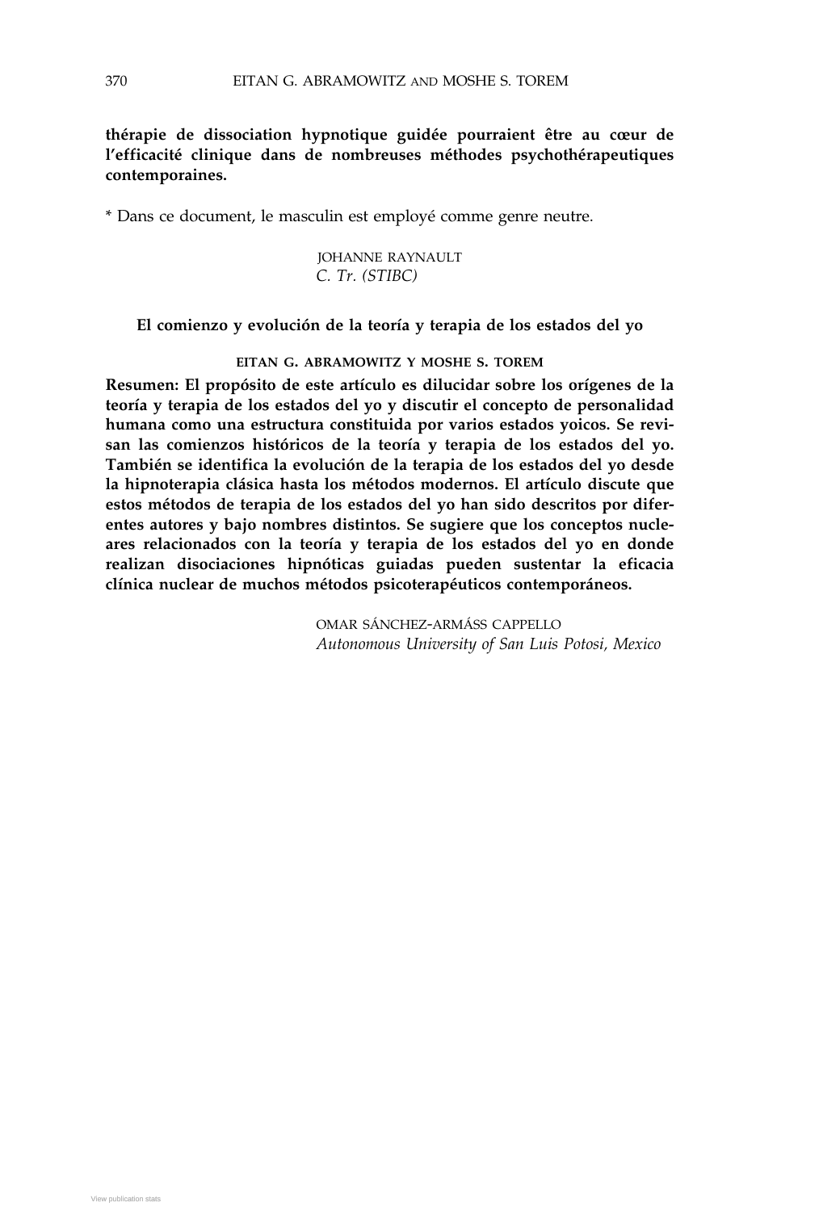**thérapie de dissociation hypnotique guidée pourraient être au cœur de l'efficacité clinique dans de nombreuses méthodes psychothérapeutiques contemporaines.**

* Dans ce document, le masculin est employé comme genre neutre.

JOHANNE RAYNAULT
*C. Tr. (STIBC)*

**El comienzo y evolución de la teoría y terapia de los estados del yo**

EITAN G. ABRAMOWITZ Y MOSHE S. TOREM

**Resumen: El propósito de este artículo es dilucidar sobre los orígenes de la teoría y terapia de los estados del yo y discutir el concepto de personalidad humana como una estructura constituida por varios estados yoicos. Se revisan las comienzos históricos de la teoría y terapia de los estados del yo. También se identifica la evolución de la terapia de los estados del yo desde la hipnoterapia clásica hasta los métodos modernos. El artículo discute que estos métodos de terapia de los estados del yo han sido descritos por diferentes autores y bajo nombres distintos. Se sugiere que los conceptos nucleares relacionados con la teoría y terapia de los estados del yo en donde realizan disociaciones hipnóticas guiadas pueden sustentar la eficacia clínica nuclear de muchos métodos psicoterapéuticos contemporáneos.**

OMAR SÁNCHEZ-ARMÁSS CAPPELLO
*Autonomous University of San Luis Potosi, Mexico*